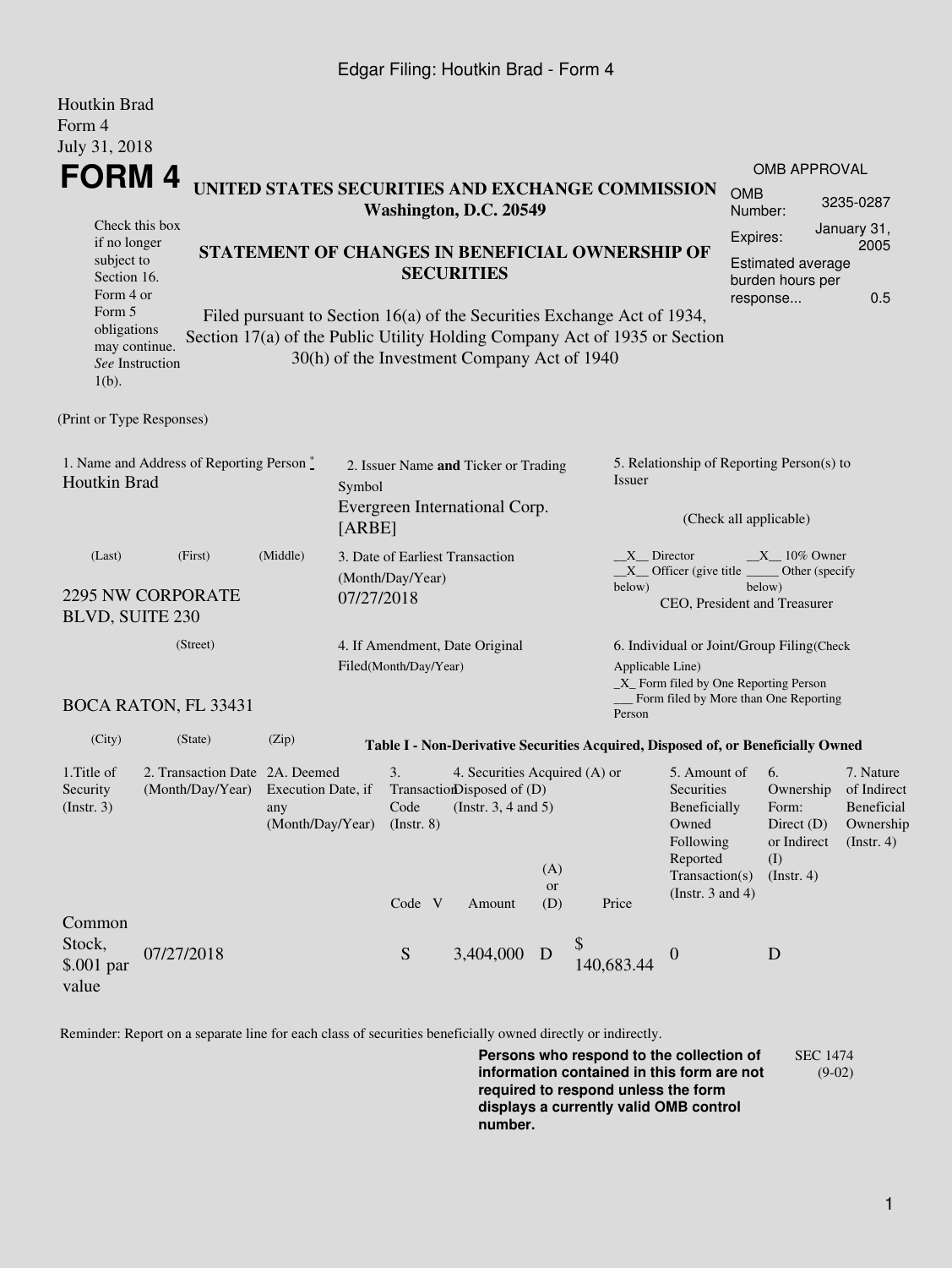Houtkin Brad
Form 4
July 31, 2018

# FORM 4

**UNITED STATES SECURITIES AND EXCHANGE COMMISSION**
**Washington, D.C. 20549**

Check this box if no longer subject to Section 16. Form 4 or Form 5 obligations may continue. *See* Instruction 1(b).

## STATEMENT OF CHANGES IN BENEFICIAL OWNERSHIP OF SECURITIES

Filed pursuant to Section 16(a) of the Securities Exchange Act of 1934, Section 17(a) of the Public Utility Holding Company Act of 1935 or Section 30(h) of the Investment Company Act of 1940

OMB APPROVAL
OMB Number: 3235-0287
Expires: January 31, 2005
Estimated average burden hours per response... 0.5

(Print or Type Responses)

1. Name and Address of Reporting Person *
Houtkin Brad

(Last) (First) (Middle)

2295 NW CORPORATE BLVD, SUITE 230

(Street)

BOCA RATON, FL 33431

(City) (State) (Zip)

2. Issuer Name **and** Ticker or Trading Symbol
Evergreen International Corp. [ARBE]

3. Date of Earliest Transaction (Month/Day/Year)
07/27/2018

4. If Amendment, Date Original Filed(Month/Day/Year)

5. Relationship of Reporting Person(s) to Issuer

(Check all applicable)

\_\_X\_\_ Director \_\_X\_\_ 10% Owner
\_\_X\_\_ Officer (give title below) \_\_\_\_\_ Other (specify below)
CEO, President and Treasurer

6. Individual or Joint/Group Filing(Check Applicable Line)
\_X\_ Form filed by One Reporting Person
\_\_\_ Form filed by More than One Reporting Person

**Table I - Non-Derivative Securities Acquired, Disposed of, or Beneficially Owned**

| 1.Title of Security (Instr. 3) | 2. Transaction Date (Month/Day/Year) | 2A. Deemed Execution Date, if any (Month/Day/Year) | 3. Transaction Code (Instr. 8) | | 4. Securities Acquired (A) or Disposed of (D) (Instr. 3, 4 and 5) | | | 5. Amount of Securities Beneficially Owned Following Reported Transaction(s) (Instr. 3 and 4) | 6. Ownership Form: Direct (D) or Indirect (I) (Instr. 4) | 7. Nature of Indirect Beneficial Ownership (Instr. 4) |
|---|---|---|---|---|---|---|---|---|---|---|
| | | | Code | V | Amount | (A) or (D) | Price | | | |
| Common Stock, $.001 par value | 07/27/2018 | | S | | 3,404,000 | D | $ 140,683.44 | 0 | D | |

Reminder: Report on a separate line for each class of securities beneficially owned directly or indirectly.

**Persons who respond to the collection of information contained in this form are not required to respond unless the form displays a currently valid OMB control number.**

SEC 1474 (9-02)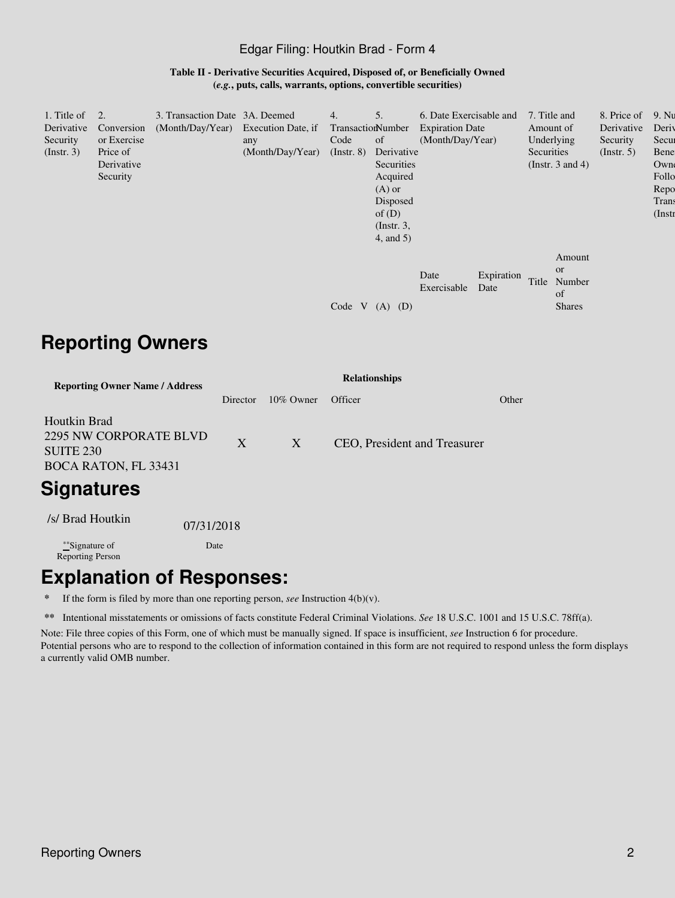**Table II - Derivative Securities Acquired, Disposed of, or Beneficially Owned**
**(*e.g.*, puts, calls, warrants, options, convertible securities)**

| 1. Title of Derivative Security (Instr. 3) | 2. Conversion or Exercise Price of Derivative Security | 3. Transaction Date (Month/Day/Year) | 3A. Deemed Execution Date, if any (Month/Day/Year) | 4. Transaction Code (Instr. 8) | | 5. Number of Derivative Securities Acquired (A) or Disposed of (D) (Instr. 3, 4, and 5) | | 6. Date Exercisable and Expiration Date (Month/Day/Year) | | 7. Title and Amount of Underlying Securities (Instr. 3 and 4) | | 8. Price of Derivative Security (Instr. 5) | 9. Nu Deriv Secur Bene Owne Follo Repo Trans (Instr |
|---|---|---|---|---|---|---|---|---|---|---|---|---|---|
| | | | | Code | V | (A) | (D) | Date Exercisable | Expiration Date | Title | Amount or Number of Shares | | |

# Reporting Owners

| Reporting Owner Name / Address | Relationships | | | |
|---|---|---|---|---|
| | Director | 10% Owner | Officer | Other |
| Houtkin Brad<br>2295 NW CORPORATE BLVD<br>SUITE 230<br>BOCA RATON, FL 33431 | X | X | CEO, President and Treasurer | |

# Signatures

| /s/ Brad Houtkin | 07/31/2018 |
|---|---|
| **Signature of Reporting Person | Date |

# Explanation of Responses:

\* If the form is filed by more than one reporting person, *see* Instruction 4(b)(v).

\*\* Intentional misstatements or omissions of facts constitute Federal Criminal Violations. *See* 18 U.S.C. 1001 and 15 U.S.C. 78ff(a).

Note: File three copies of this Form, one of which must be manually signed. If space is insufficient, *see* Instruction 6 for procedure.
Potential persons who are to respond to the collection of information contained in this form are not required to respond unless the form displays a currently valid OMB number.